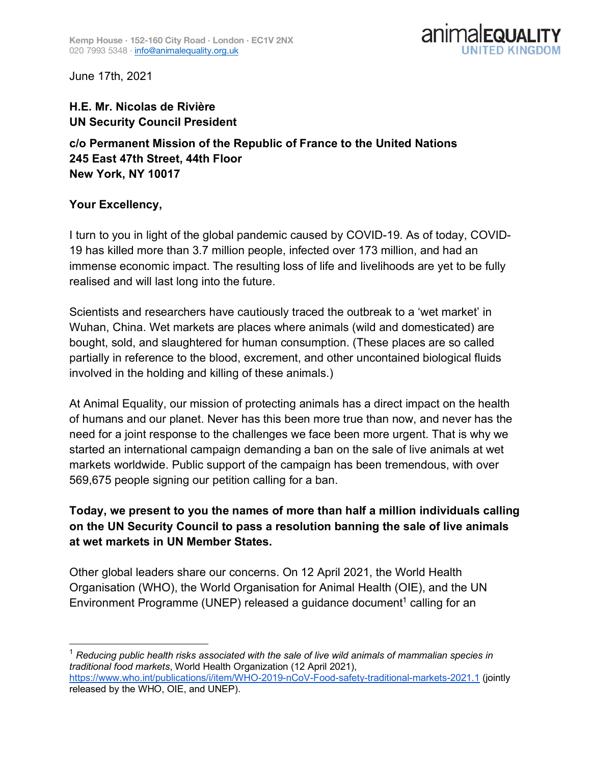Kemp House · 152-160 City Road · London · EC1V 2NX
020 7993 5348 · info@animalequality.org.uk

animalEQUALITY UNITED KINGDOM

June 17th, 2021

**H.E. Mr. Nicolas de Rivière**
**UN Security Council President**

**c/o Permanent Mission of the Republic of France to the United Nations**
**245 East 47th Street, 44th Floor**
**New York, NY 10017**

**Your Excellency,**

I turn to you in light of the global pandemic caused by COVID-19. As of today, COVID-19 has killed more than 3.7 million people, infected over 173 million, and had an immense economic impact. The resulting loss of life and livelihoods are yet to be fully realised and will last long into the future.

Scientists and researchers have cautiously traced the outbreak to a 'wet market' in Wuhan, China. Wet markets are places where animals (wild and domesticated) are bought, sold, and slaughtered for human consumption. (These places are so called partially in reference to the blood, excrement, and other uncontained biological fluids involved in the holding and killing of these animals.)

At Animal Equality, our mission of protecting animals has a direct impact on the health of humans and our planet. Never has this been more true than now, and never has the need for a joint response to the challenges we face been more urgent. That is why we started an international campaign demanding a ban on the sale of live animals at wet markets worldwide. Public support of the campaign has been tremendous, with over 569,675 people signing our petition calling for a ban.

**Today, we present to you the names of more than half a million individuals calling on the UN Security Council to pass a resolution banning the sale of live animals at wet markets in UN Member States.**

Other global leaders share our concerns. On 12 April 2021, the World Health Organisation (WHO), the World Organisation for Animal Health (OIE), and the UN Environment Programme (UNEP) released a guidance document[1] calling for an

---

[1] *Reducing public health risks associated with the sale of live wild animals of mammalian species in traditional food markets*, World Health Organization (12 April 2021), https://www.who.int/publications/i/item/WHO-2019-nCoV-Food-safety-traditional-markets-2021.1 (jointly released by the WHO, OIE, and UNEP).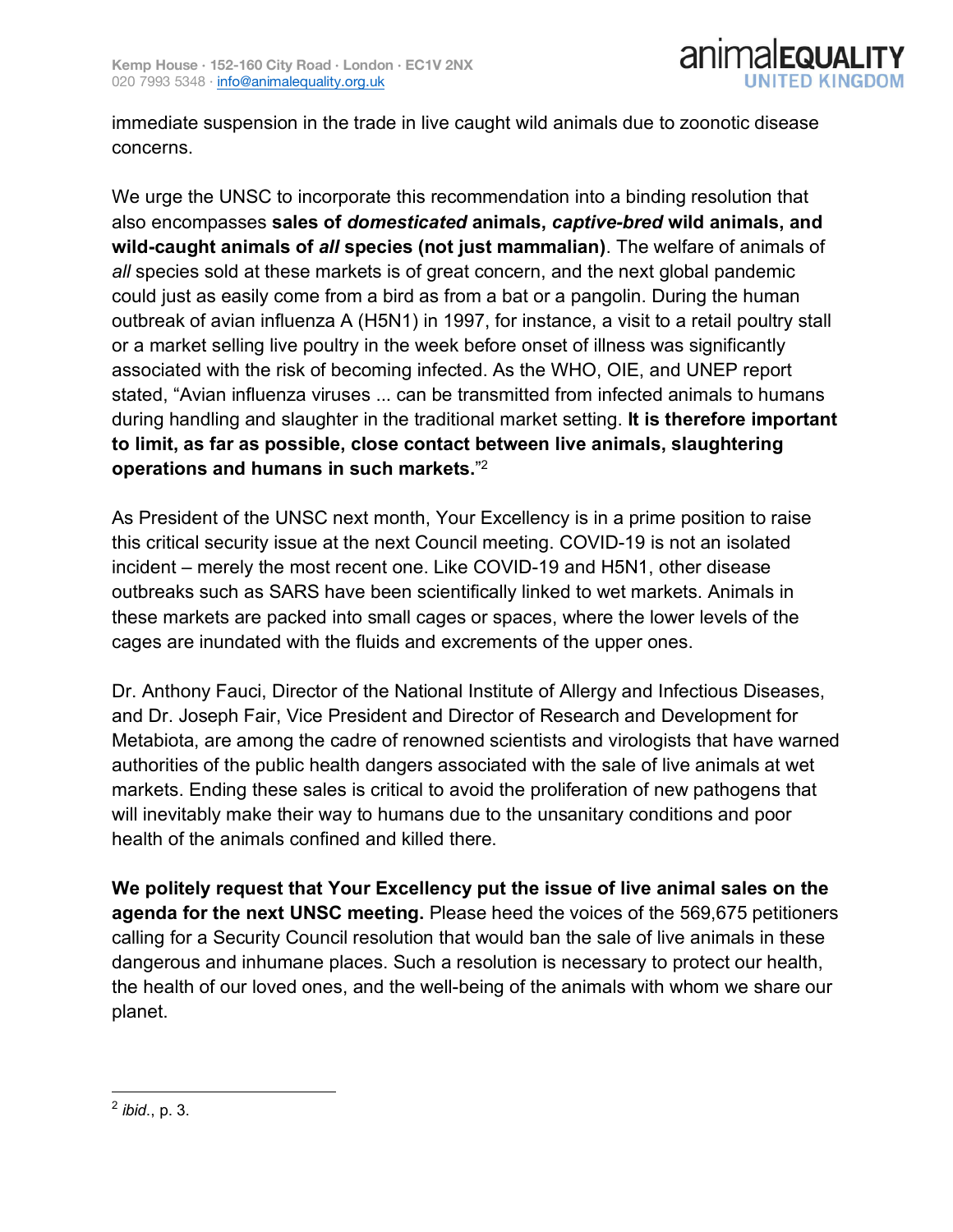immediate suspension in the trade in live caught wild animals due to zoonotic disease concerns.

We urge the UNSC to incorporate this recommendation into a binding resolution that also encompasses **sales of *domesticated* animals, *captive-bred* wild animals, and wild-caught animals of *all* species (not just mammalian)**. The welfare of animals of *all* species sold at these markets is of great concern, and the next global pandemic could just as easily come from a bird as from a bat or a pangolin. During the human outbreak of avian influenza A (H5N1) in 1997, for instance, a visit to a retail poultry stall or a market selling live poultry in the week before onset of illness was significantly associated with the risk of becoming infected. As the WHO, OIE, and UNEP report stated, "Avian influenza viruses ... can be transmitted from infected animals to humans during handling and slaughter in the traditional market setting. **It is therefore important to limit, as far as possible, close contact between live animals, slaughtering operations and humans in such markets.**"[2]

As President of the UNSC next month, Your Excellency is in a prime position to raise this critical security issue at the next Council meeting. COVID-19 is not an isolated incident – merely the most recent one. Like COVID-19 and H5N1, other disease outbreaks such as SARS have been scientifically linked to wet markets. Animals in these markets are packed into small cages or spaces, where the lower levels of the cages are inundated with the fluids and excrements of the upper ones.

Dr. Anthony Fauci, Director of the National Institute of Allergy and Infectious Diseases, and Dr. Joseph Fair, Vice President and Director of Research and Development for Metabiota, are among the cadre of renowned scientists and virologists that have warned authorities of the public health dangers associated with the sale of live animals at wet markets. Ending these sales is critical to avoid the proliferation of new pathogens that will inevitably make their way to humans due to the unsanitary conditions and poor health of the animals confined and killed there.

**We politely request that Your Excellency put the issue of live animal sales on the agenda for the next UNSC meeting.** Please heed the voices of the 569,675 petitioners calling for a Security Council resolution that would ban the sale of live animals in these dangerous and inhumane places. Such a resolution is necessary to protect our health, the health of our loved ones, and the well-being of the animals with whom we share our planet.

---

[2] *ibid*., p. 3.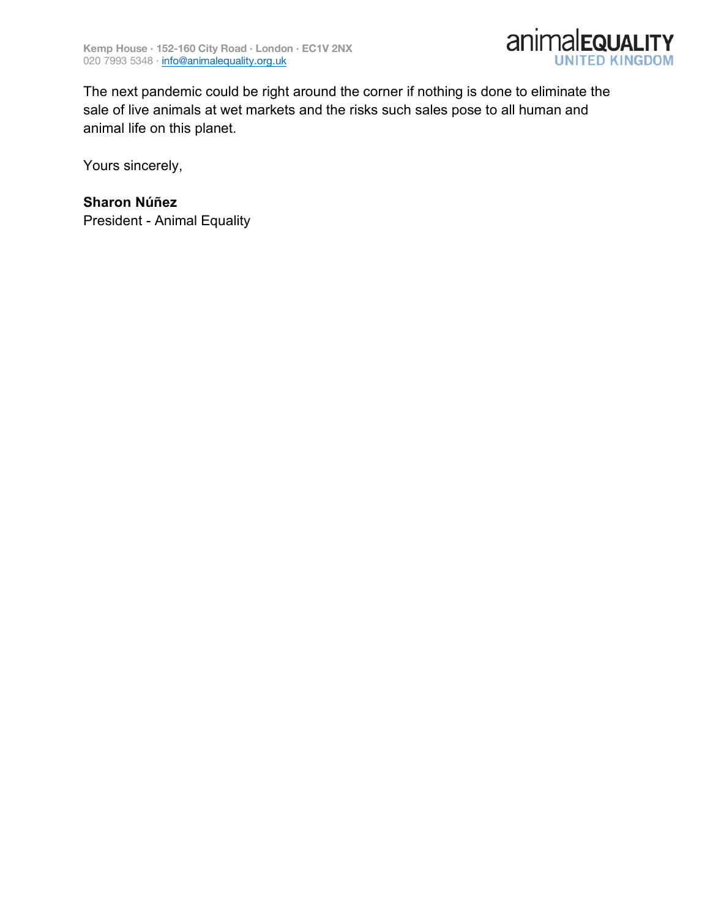The next pandemic could be right around the corner if nothing is done to eliminate the sale of live animals at wet markets and the risks such sales pose to all human and animal life on this planet.

Yours sincerely,

**Sharon Núñez**
President - Animal Equality